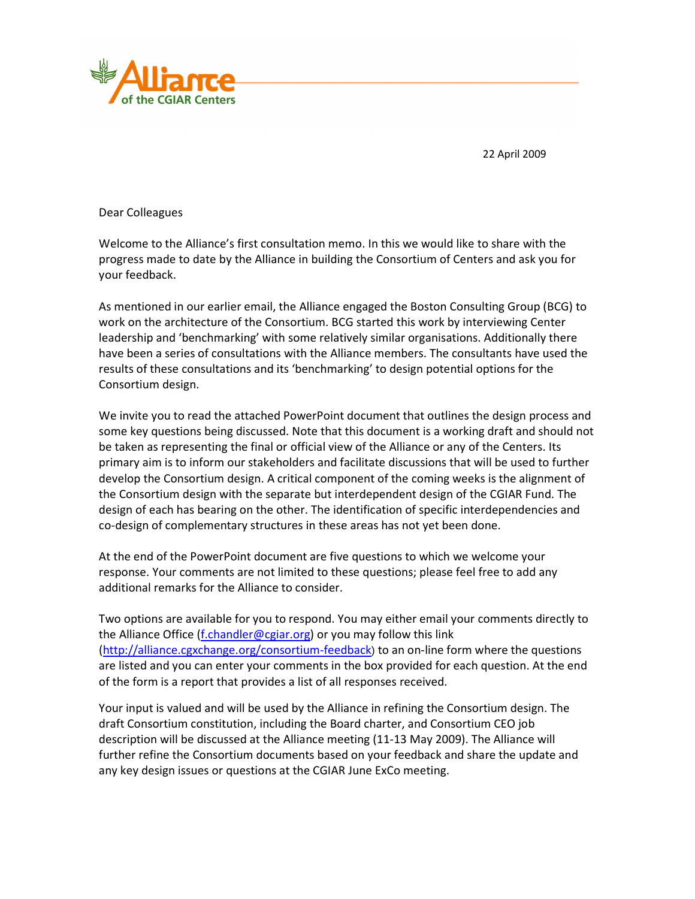Alliance of the CGIAR Centers

22 April 2009

Dear Colleagues

Welcome to the Alliance's first consultation memo. In this we would like to share with the progress made to date by the Alliance in building the Consortium of Centers and ask you for your feedback.

As mentioned in our earlier email, the Alliance engaged the Boston Consulting Group (BCG) to work on the architecture of the Consortium. BCG started this work by interviewing Center leadership and 'benchmarking' with some relatively similar organisations. Additionally there have been a series of consultations with the Alliance members. The consultants have used the results of these consultations and its 'benchmarking' to design potential options for the Consortium design.

We invite you to read the attached PowerPoint document that outlines the design process and some key questions being discussed. Note that this document is a working draft and should not be taken as representing the final or official view of the Alliance or any of the Centers. Its primary aim is to inform our stakeholders and facilitate discussions that will be used to further develop the Consortium design. A critical component of the coming weeks is the alignment of the Consortium design with the separate but interdependent design of the CGIAR Fund. The design of each has bearing on the other. The identification of specific interdependencies and co-design of complementary structures in these areas has not yet been done.

At the end of the PowerPoint document are five questions to which we welcome your response. Your comments are not limited to these questions; please feel free to add any additional remarks for the Alliance to consider.

Two options are available for you to respond. You may either email your comments directly to the Alliance Office (f.chandler@cgiar.org) or you may follow this link (http://alliance.cgxchange.org/consortium-feedback) to an on-line form where the questions are listed and you can enter your comments in the box provided for each question. At the end of the form is a report that provides a list of all responses received.

Your input is valued and will be used by the Alliance in refining the Consortium design. The draft Consortium constitution, including the Board charter, and Consortium CEO job description will be discussed at the Alliance meeting (11-13 May 2009). The Alliance will further refine the Consortium documents based on your feedback and share the update and any key design issues or questions at the CGIAR June ExCo meeting.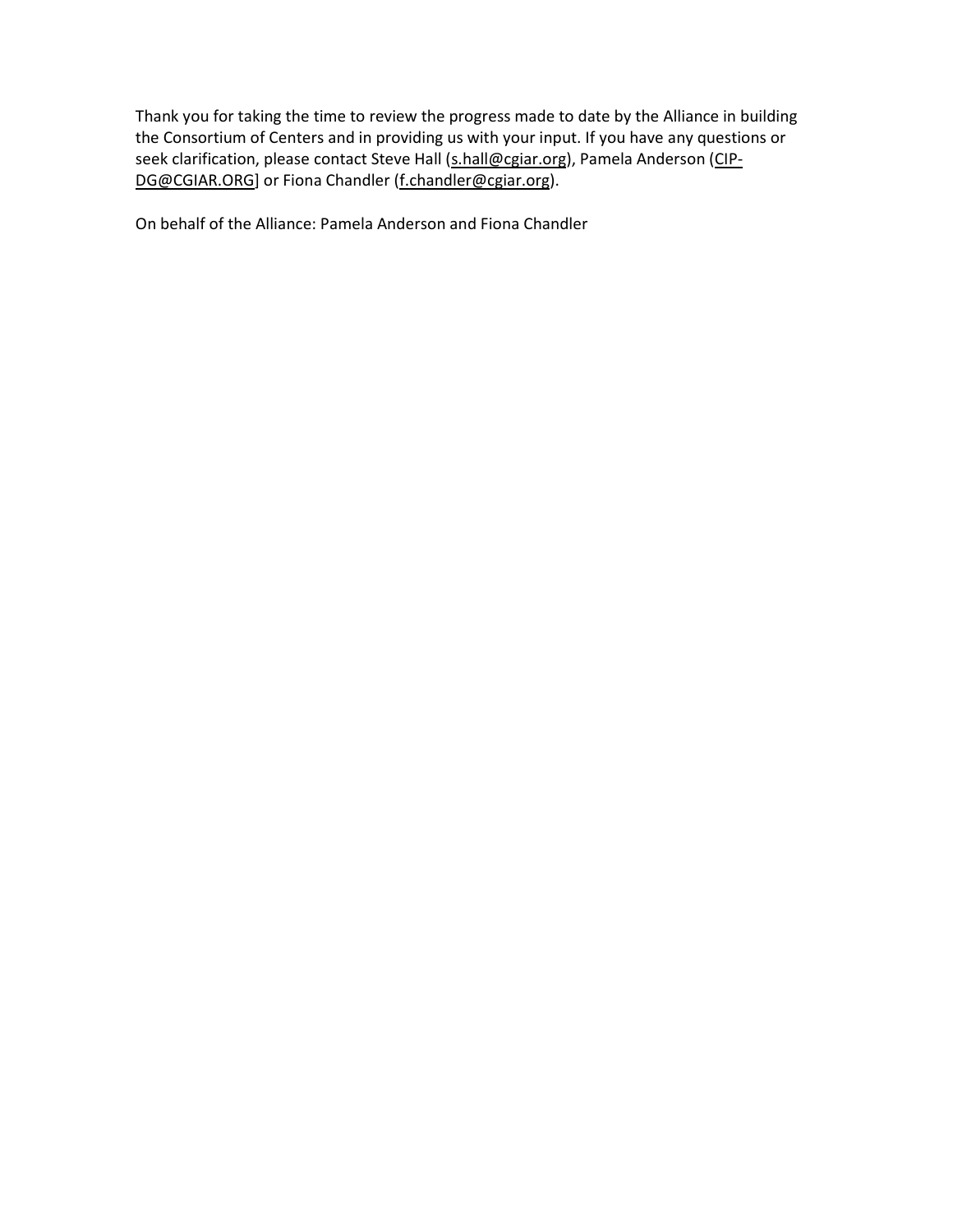Thank you for taking the time to review the progress made to date by the Alliance in building the Consortium of Centers and in providing us with your input. If you have any questions or seek clarification, please contact Steve Hall (s.hall@cgiar.org), Pamela Anderson (CIP-DG@CGIAR.ORG] or Fiona Chandler (f.chandler@cgiar.org).

On behalf of the Alliance: Pamela Anderson and Fiona Chandler